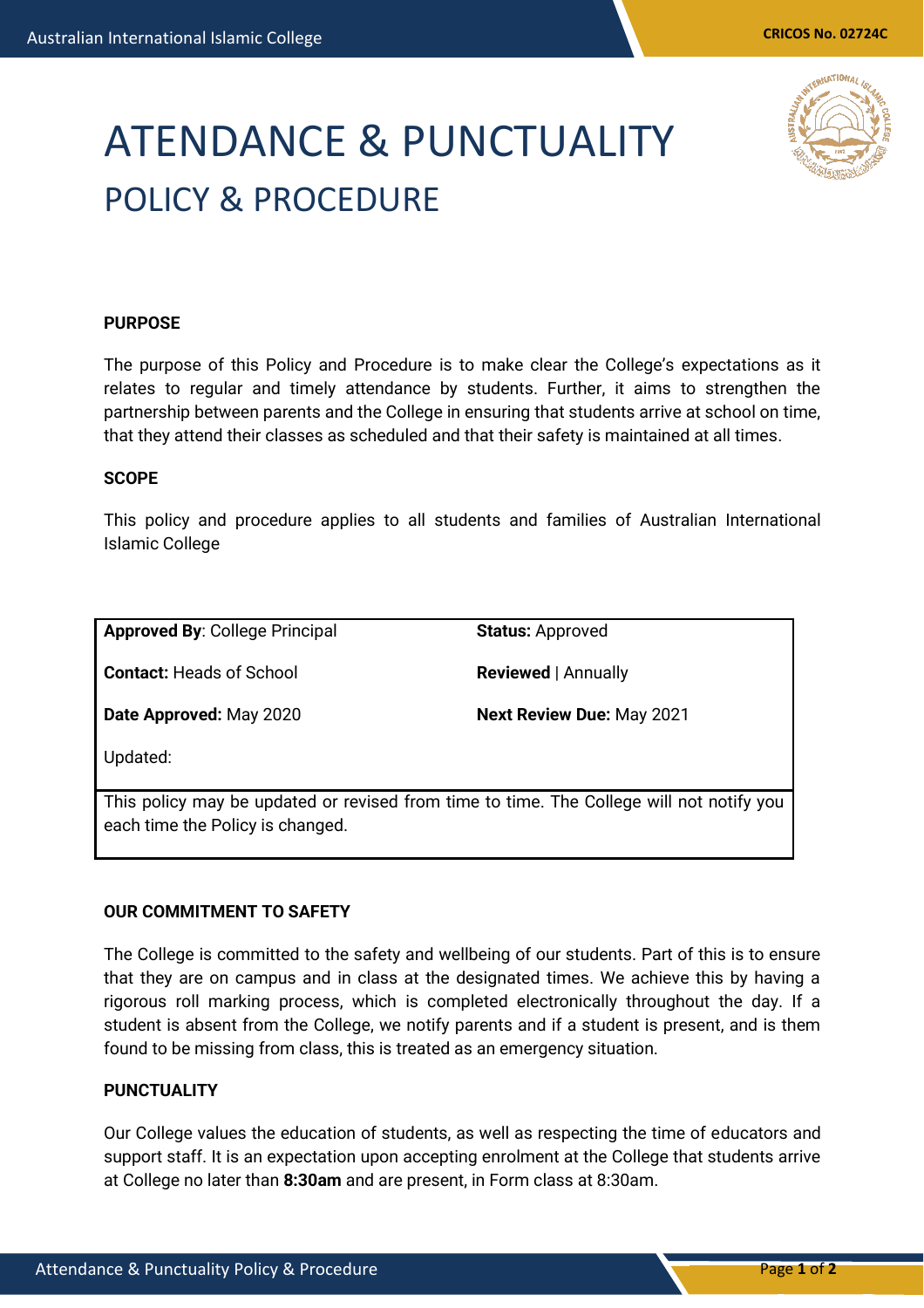# ATTENDANCE & PUNCTUALITY

## POLICY & PROCEDURE

**PURPOSE**

The purpose of this Policy and Procedure is to make clear the College's expectations as it relates to regular and timely attendance by students. Further, it aims to strengthen the partnership between parents and the College in ensuring that students arrive at school on time, that they attend their classes as scheduled and that their safety is maintained at all times.

**SCOPE**

This policy and procedure applies to all students and families of Australian International Islamic College

| **Approved By**: College Principal | **Status:** Approved |
|---|---|
| **Contact:** Heads of School | **Reviewed** \| Annually |
| **Date Approved:** May 2020 | **Next Review Due:** May 2021 |
| Updated: | |
| This policy may be updated or revised from time to time. The College will not notify you each time the Policy is changed. | |

**OUR COMMITMENT TO SAFETY**

The College is committed to the safety and wellbeing of our students. Part of this is to ensure that they are on campus and in class at the designated times. We achieve this by having a rigorous roll marking process, which is completed electronically throughout the day. If a student is absent from the College, we notify parents and if a student is present, and is them found to be missing from class, this is treated as an emergency situation.

**PUNCTUALITY**

Our College values the education of students, as well as respecting the time of educators and support staff. It is an expectation upon accepting enrolment at the College that students arrive at College no later than **8:30am** and are present, in Form class at 8:30am.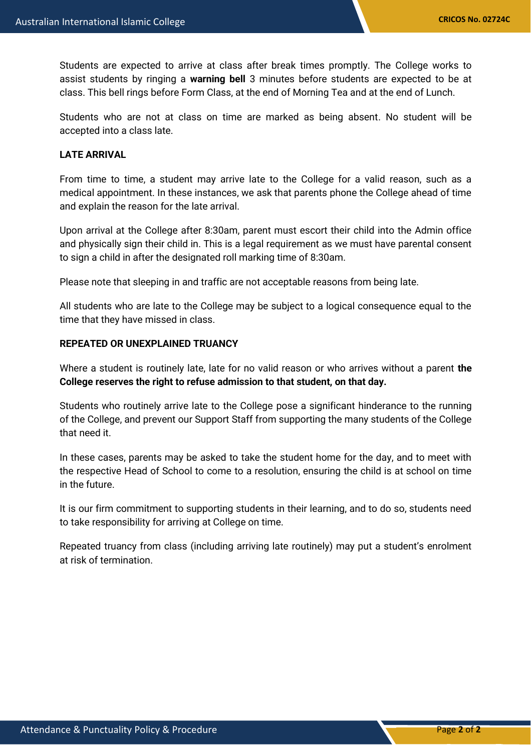Students are expected to arrive at class after break times promptly. The College works to assist students by ringing a **warning bell** 3 minutes before students are expected to be at class. This bell rings before Form Class, at the end of Morning Tea and at the end of Lunch.

Students who are not at class on time are marked as being absent. No student will be accepted into a class late.

**LATE ARRIVAL**

From time to time, a student may arrive late to the College for a valid reason, such as a medical appointment. In these instances, we ask that parents phone the College ahead of time and explain the reason for the late arrival.

Upon arrival at the College after 8:30am, parent must escort their child into the Admin office and physically sign their child in. This is a legal requirement as we must have parental consent to sign a child in after the designated roll marking time of 8:30am.

Please note that sleeping in and traffic are not acceptable reasons from being late.

All students who are late to the College may be subject to a logical consequence equal to the time that they have missed in class.

**REPEATED OR UNEXPLAINED TRUANCY**

Where a student is routinely late, late for no valid reason or who arrives without a parent **the College reserves the right to refuse admission to that student, on that day.**

Students who routinely arrive late to the College pose a significant hinderance to the running of the College, and prevent our Support Staff from supporting the many students of the College that need it.

In these cases, parents may be asked to take the student home for the day, and to meet with the respective Head of School to come to a resolution, ensuring the child is at school on time in the future.

It is our firm commitment to supporting students in their learning, and to do so, students need to take responsibility for arriving at College on time.

Repeated truancy from class (including arriving late routinely) may put a student's enrolment at risk of termination.